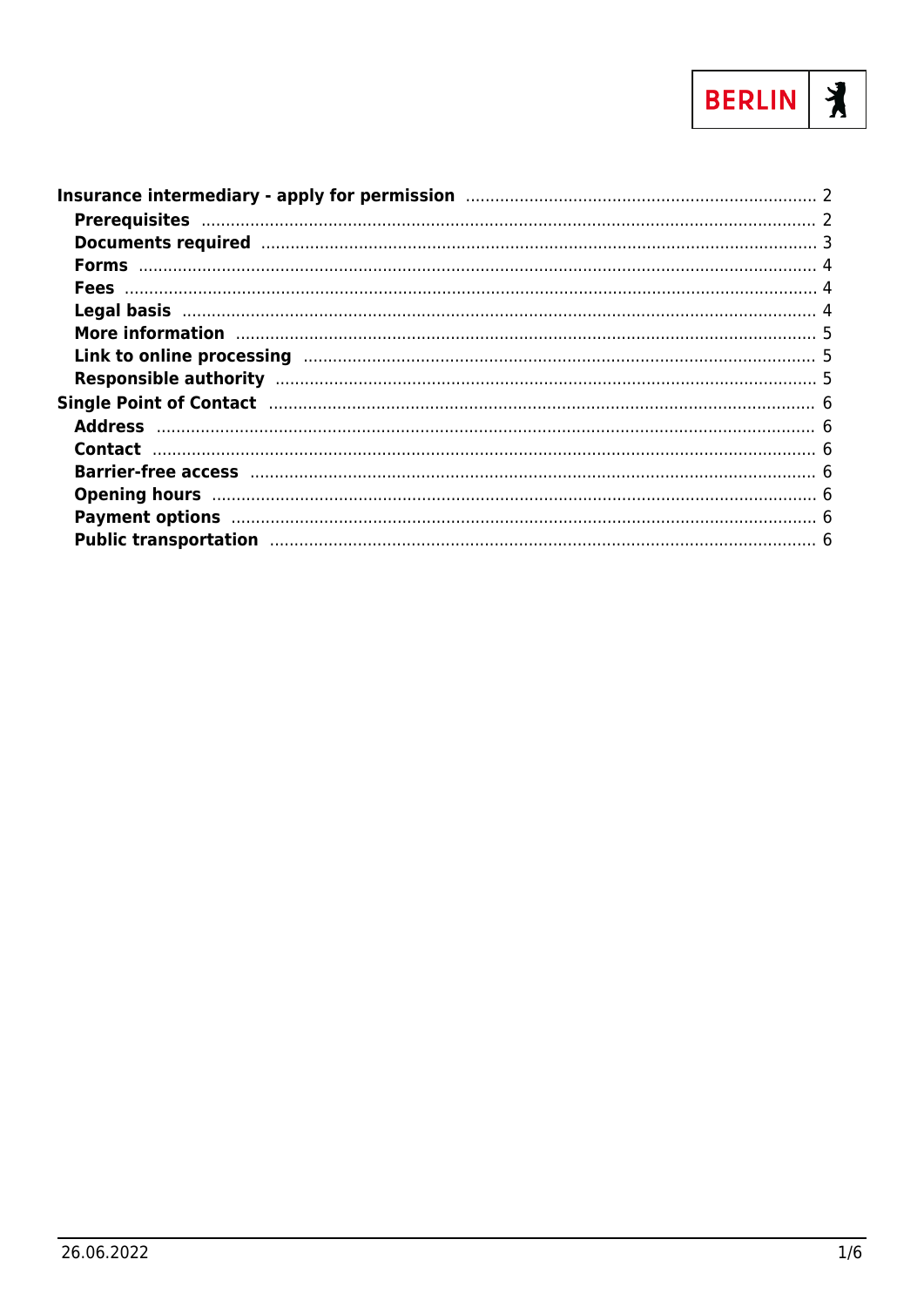**Insurance intermediary - apply for permission** ........ 2

- **Prerequisites** ........ 2
- **Documents required** ........ 3
- **Forms** ........ 4
- **Fees** ........ 4
- **Legal basis** ........ 4
- **More information** ........ 5
- **Link to online processing** ........ 5
- **Responsible authority** ........ 5

**Single Point of Contact** ........ 6

- **Address** ........ 6
- **Contact** ........ 6
- **Barrier-free access** ........ 6
- **Opening hours** ........ 6
- **Payment options** ........ 6
- **Public transportation** ........ 6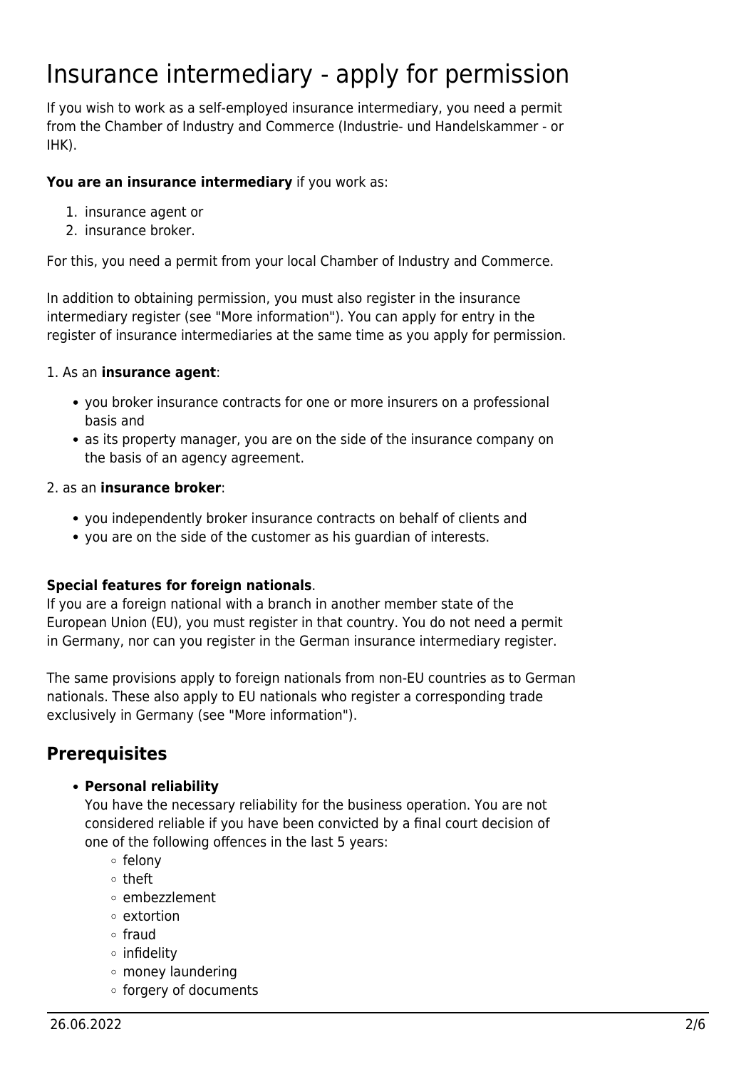# Insurance intermediary - apply for permission

If you wish to work as a self-employed insurance intermediary, you need a permit from the Chamber of Industry and Commerce (Industrie- und Handelskammer - or IHK).

**You are an insurance intermediary** if you work as:

1. insurance agent or
2. insurance broker.

For this, you need a permit from your local Chamber of Industry and Commerce.

In addition to obtaining permission, you must also register in the insurance intermediary register (see "More information"). You can apply for entry in the register of insurance intermediaries at the same time as you apply for permission.

1. As an **insurance agent**:

- you broker insurance contracts for one or more insurers on a professional basis and
- as its property manager, you are on the side of the insurance company on the basis of an agency agreement.

2. as an **insurance broker**:

- you independently broker insurance contracts on behalf of clients and
- you are on the side of the customer as his guardian of interests.

**Special features for foreign nationals**.
If you are a foreign national with a branch in another member state of the European Union (EU), you must register in that country. You do not need a permit in Germany, nor can you register in the German insurance intermediary register.

The same provisions apply to foreign nationals from non-EU countries as to German nationals. These also apply to EU nationals who register a corresponding trade exclusively in Germany (see "More information").

## Prerequisites

- **Personal reliability**
  You have the necessary reliability for the business operation. You are not considered reliable if you have been convicted by a final court decision of one of the following offences in the last 5 years:
  - felony
  - theft
  - embezzlement
  - extortion
  - fraud
  - infidelity
  - money laundering
  - forgery of documents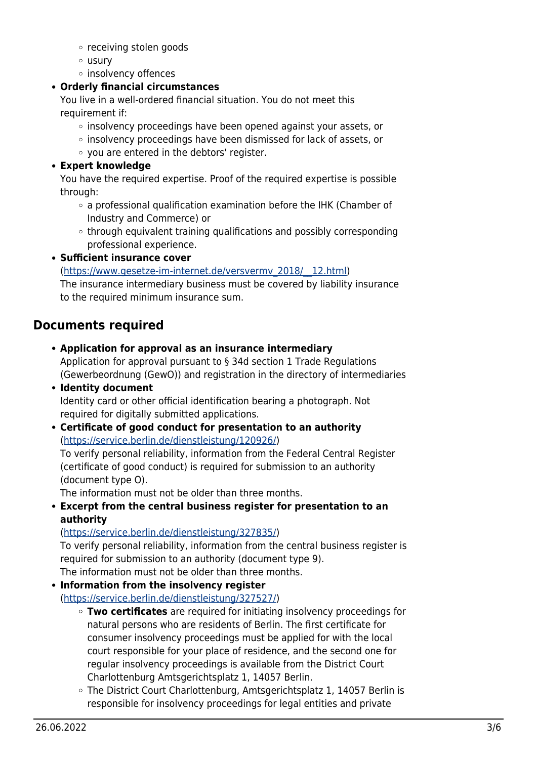- receiving stolen goods
    - usury
    - insolvency offences
- **Orderly financial circumstances**
  You live in a well-ordered financial situation. You do not meet this requirement if:
    - insolvency proceedings have been opened against your assets, or
    - insolvency proceedings have been dismissed for lack of assets, or
    - you are entered in the debtors' register.
- **Expert knowledge**
  You have the required expertise. Proof of the required expertise is possible through:
    - a professional qualification examination before the IHK (Chamber of Industry and Commerce) or
    - through equivalent training qualifications and possibly corresponding professional experience.
- **Sufficient insurance cover**
  (https://www.gesetze-im-internet.de/versvermv_2018/__12.html)
  The insurance intermediary business must be covered by liability insurance to the required minimum insurance sum.

## Documents required

- **Application for approval as an insurance intermediary**
  Application for approval pursuant to § 34d section 1 Trade Regulations (Gewerbeordnung (GewO)) and registration in the directory of intermediaries
- **Identity document**
  Identity card or other official identification bearing a photograph. Not required for digitally submitted applications.
- **Certificate of good conduct for presentation to an authority**
  (https://service.berlin.de/dienstleistung/120926/)
  To verify personal reliability, information from the Federal Central Register (certificate of good conduct) is required for submission to an authority (document type O).
  The information must not be older than three months.
- **Excerpt from the central business register for presentation to an authority**
  (https://service.berlin.de/dienstleistung/327835/)
  To verify personal reliability, information from the central business register is required for submission to an authority (document type 9).
  The information must not be older than three months.
- **Information from the insolvency register**
  (https://service.berlin.de/dienstleistung/327527/)
    - **Two certificates** are required for initiating insolvency proceedings for natural persons who are residents of Berlin. The first certificate for consumer insolvency proceedings must be applied for with the local court responsible for your place of residence, and the second one for regular insolvency proceedings is available from the District Court Charlottenburg Amtsgerichtsplatz 1, 14057 Berlin.
    - The District Court Charlottenburg, Amtsgerichtsplatz 1, 14057 Berlin is responsible for insolvency proceedings for legal entities and private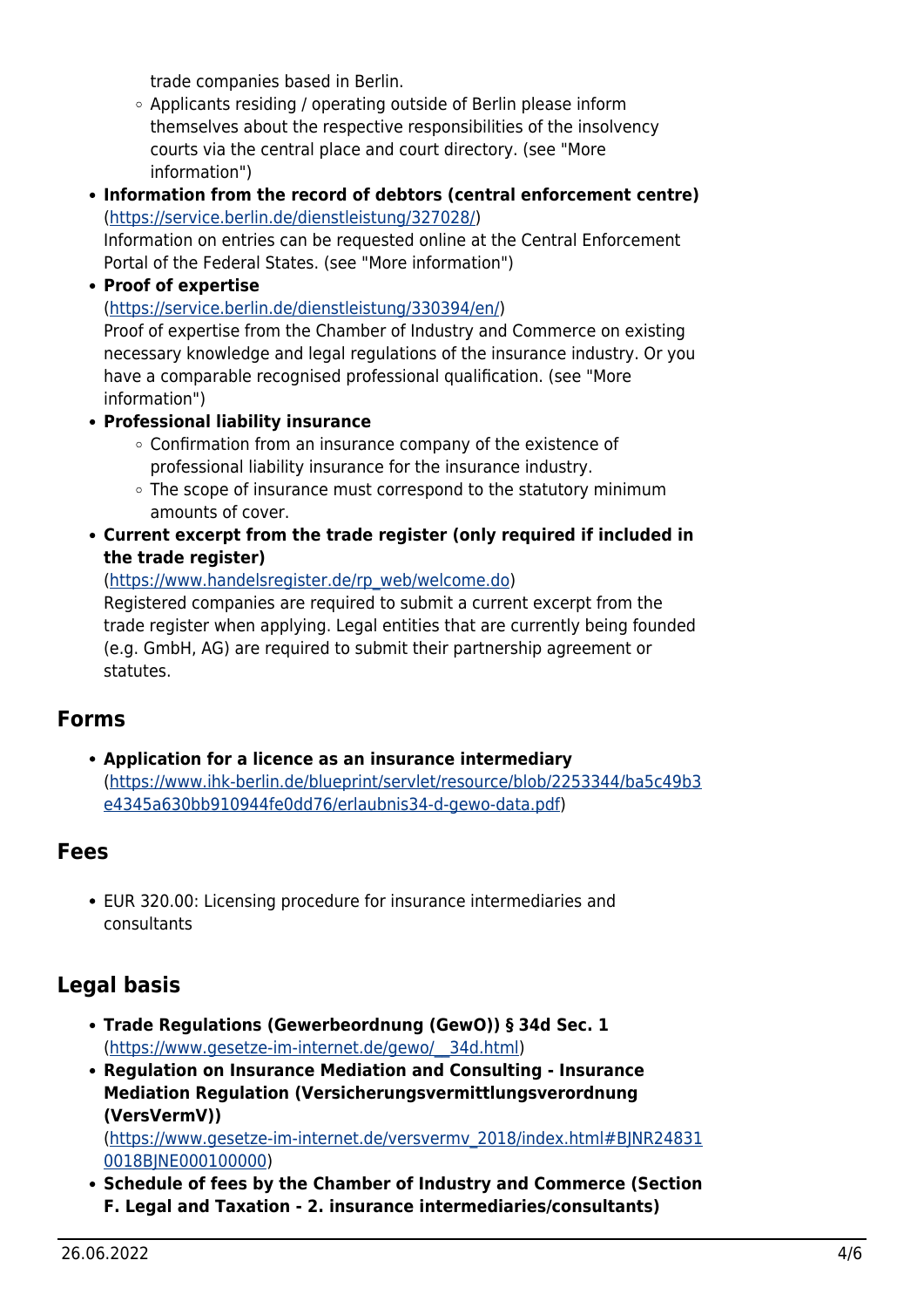trade companies based in Berlin.
  - Applicants residing / operating outside of Berlin please inform themselves about the respective responsibilities of the insolvency courts via the central place and court directory. (see "More information")
- **Information from the record of debtors (central enforcement centre)** (https://service.berlin.de/dienstleistung/327028/)
  Information on entries can be requested online at the Central Enforcement Portal of the Federal States. (see "More information")
- **Proof of expertise** (https://service.berlin.de/dienstleistung/330394/en/)
  Proof of expertise from the Chamber of Industry and Commerce on existing necessary knowledge and legal regulations of the insurance industry. Or you have a comparable recognised professional qualification. (see "More information")
- **Professional liability insurance**
  - Confirmation from an insurance company of the existence of professional liability insurance for the insurance industry.
  - The scope of insurance must correspond to the statutory minimum amounts of cover.
- **Current excerpt from the trade register (only required if included in the trade register)** (https://www.handelsregister.de/rp_web/welcome.do)
  Registered companies are required to submit a current excerpt from the trade register when applying. Legal entities that are currently being founded (e.g. GmbH, AG) are required to submit their partnership agreement or statutes.

## Forms

- **Application for a licence as an insurance intermediary** (https://www.ihk-berlin.de/blueprint/servlet/resource/blob/2253344/ba5c49b3e4345a630bb910944fe0dd76/erlaubnis34-d-gewo-data.pdf)

## Fees

- EUR 320.00: Licensing procedure for insurance intermediaries and consultants

## Legal basis

- **Trade Regulations (Gewerbeordnung (GewO)) § 34d Sec. 1** (https://www.gesetze-im-internet.de/gewo/__34d.html)
- **Regulation on Insurance Mediation and Consulting - Insurance Mediation Regulation (Versicherungsvermittlungsverordnung (VersVermV))** (https://www.gesetze-im-internet.de/versvermv_2018/index.html#BJNR248310018BJNE000100000)
- **Schedule of fees by the Chamber of Industry and Commerce (Section F. Legal and Taxation - 2. insurance intermediaries/consultants)**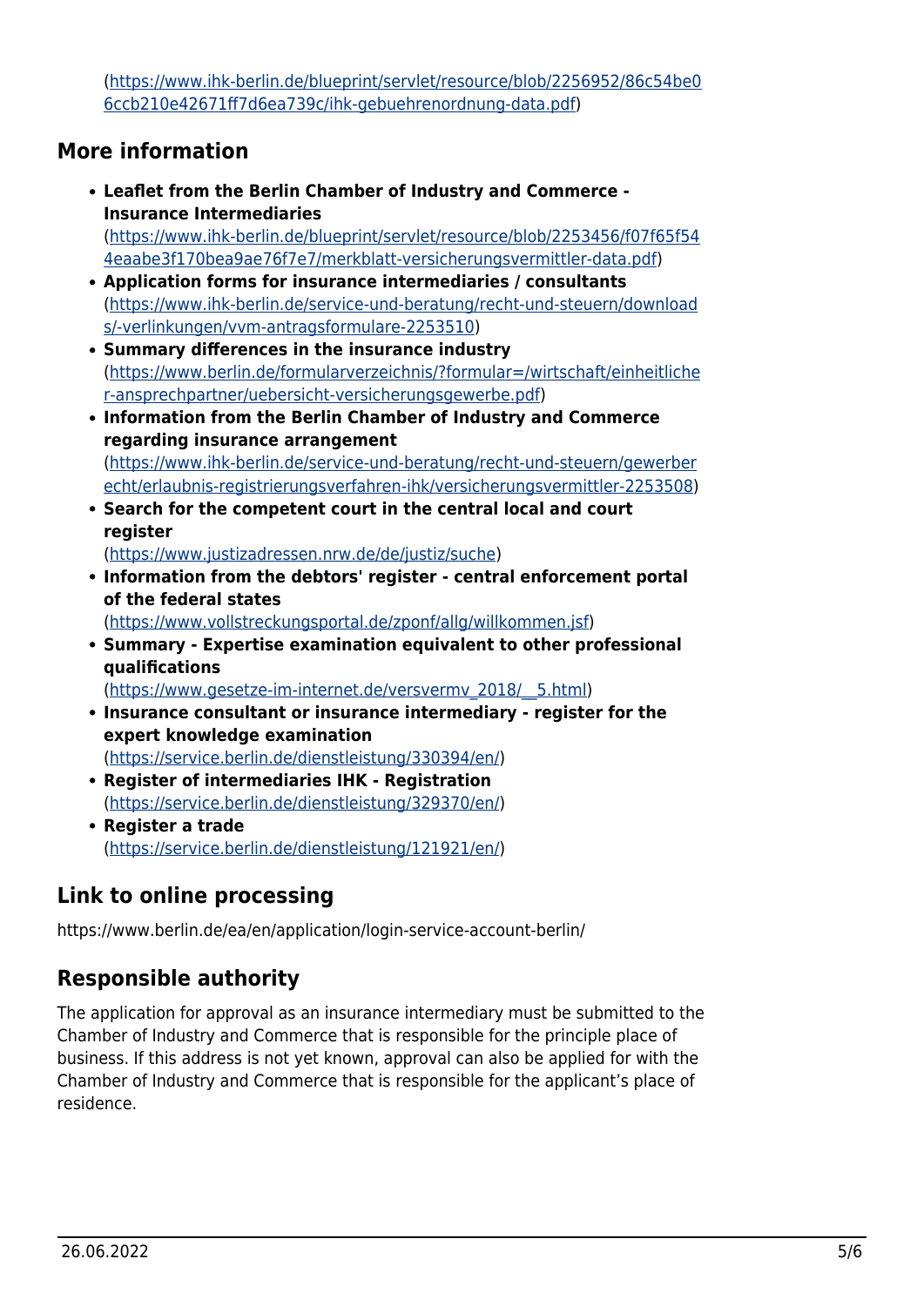(https://www.ihk-berlin.de/blueprint/servlet/resource/blob/2256952/86c54be06ccb210e42671ff7d6ea739c/ihk-gebuehrenordnung-data.pdf)

## More information

- **Leaflet from the Berlin Chamber of Industry and Commerce - Insurance Intermediaries**
(https://www.ihk-berlin.de/blueprint/servlet/resource/blob/2253456/f07f65f544eaabe3f170bea9ae76f7e7/merkblatt-versicherungsvermittler-data.pdf)
- **Application forms for insurance intermediaries / consultants**
(https://www.ihk-berlin.de/service-und-beratung/recht-und-steuern/downloads/-verlinkungen/vvm-antragsformulare-2253510)
- **Summary differences in the insurance industry**
(https://www.berlin.de/formularverzeichnis/?formular=/wirtschaft/einheitlicher-ansprechpartner/uebersicht-versicherungsgewerbe.pdf)
- **Information from the Berlin Chamber of Industry and Commerce regarding insurance arrangement**
(https://www.ihk-berlin.de/service-und-beratung/recht-und-steuern/gewerberecht/erlaubnis-registrierungsverfahren-ihk/versicherungsvermittler-2253508)
- **Search for the competent court in the central local and court register**
(https://www.justizadressen.nrw.de/de/justiz/suche)
- **Information from the debtors' register - central enforcement portal of the federal states**
(https://www.vollstreckungsportal.de/zponf/allg/willkommen.jsf)
- **Summary - Expertise examination equivalent to other professional qualifications**
(https://www.gesetze-im-internet.de/versvermv_2018/__5.html)
- **Insurance consultant or insurance intermediary - register for the expert knowledge examination**
(https://service.berlin.de/dienstleistung/330394/en/)
- **Register of intermediaries IHK - Registration**
(https://service.berlin.de/dienstleistung/329370/en/)
- **Register a trade**
(https://service.berlin.de/dienstleistung/121921/en/)

## Link to online processing

https://www.berlin.de/ea/en/application/login-service-account-berlin/

## Responsible authority

The application for approval as an insurance intermediary must be submitted to the Chamber of Industry and Commerce that is responsible for the principle place of business. If this address is not yet known, approval can also be applied for with the Chamber of Industry and Commerce that is responsible for the applicant's place of residence.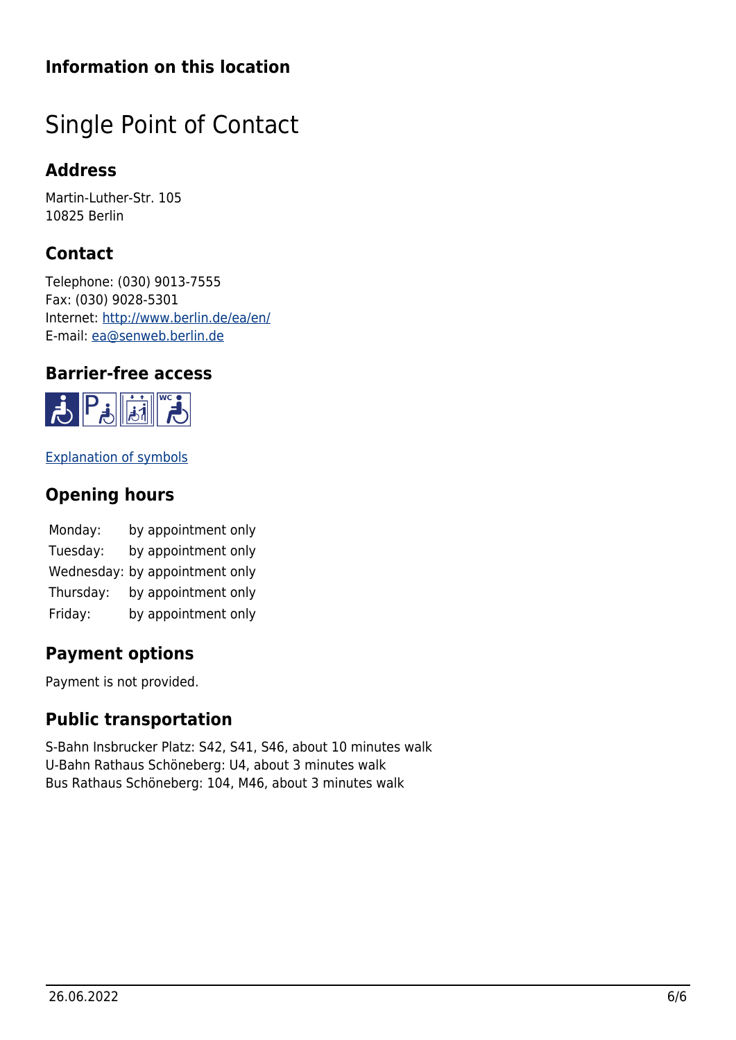## Information on this location

# Single Point of Contact

### Address

Martin-Luther-Str. 105
10825 Berlin

### Contact

Telephone: (030) 9013-7555
Fax: (030) 9028-5301
Internet: http://www.berlin.de/ea/en/
E-mail: ea@senweb.berlin.de

### Barrier-free access

Explanation of symbols

### Opening hours

| | |
|---|---|
| Monday: | by appointment only |
| Tuesday: | by appointment only |
| Wednesday: | by appointment only |
| Thursday: | by appointment only |
| Friday: | by appointment only |

### Payment options

Payment is not provided.

### Public transportation

S-Bahn Insbrucker Platz: S42, S41, S46, about 10 minutes walk
U-Bahn Rathaus Schöneberg: U4, about 3 minutes walk
Bus Rathaus Schöneberg: 104, M46, about 3 minutes walk

26.06.2022